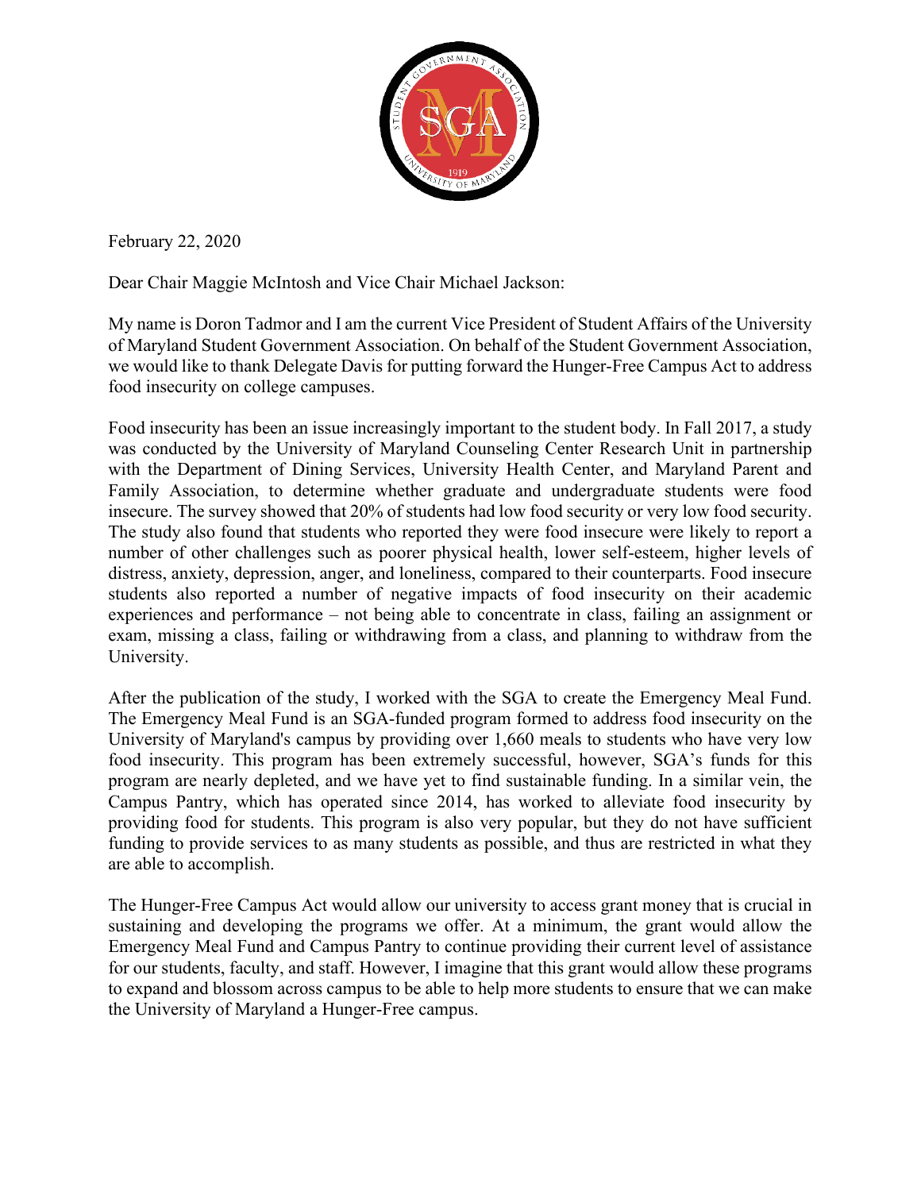February 22, 2020

Dear Chair Maggie McIntosh and Vice Chair Michael Jackson:

My name is Doron Tadmor and I am the current Vice President of Student Affairs of the University of Maryland Student Government Association. On behalf of the Student Government Association, we would like to thank Delegate Davis for putting forward the Hunger-Free Campus Act to address food insecurity on college campuses.

Food insecurity has been an issue increasingly important to the student body. In Fall 2017, a study was conducted by the University of Maryland Counseling Center Research Unit in partnership with the Department of Dining Services, University Health Center, and Maryland Parent and Family Association, to determine whether graduate and undergraduate students were food insecure. The survey showed that 20% of students had low food security or very low food security. The study also found that students who reported they were food insecure were likely to report a number of other challenges such as poorer physical health, lower self-esteem, higher levels of distress, anxiety, depression, anger, and loneliness, compared to their counterparts. Food insecure students also reported a number of negative impacts of food insecurity on their academic experiences and performance – not being able to concentrate in class, failing an assignment or exam, missing a class, failing or withdrawing from a class, and planning to withdraw from the University.

After the publication of the study, I worked with the SGA to create the Emergency Meal Fund. The Emergency Meal Fund is an SGA-funded program formed to address food insecurity on the University of Maryland's campus by providing over 1,660 meals to students who have very low food insecurity. This program has been extremely successful, however, SGA's funds for this program are nearly depleted, and we have yet to find sustainable funding. In a similar vein, the Campus Pantry, which has operated since 2014, has worked to alleviate food insecurity by providing food for students. This program is also very popular, but they do not have sufficient funding to provide services to as many students as possible, and thus are restricted in what they are able to accomplish.

The Hunger-Free Campus Act would allow our university to access grant money that is crucial in sustaining and developing the programs we offer. At a minimum, the grant would allow the Emergency Meal Fund and Campus Pantry to continue providing their current level of assistance for our students, faculty, and staff. However, I imagine that this grant would allow these programs to expand and blossom across campus to be able to help more students to ensure that we can make the University of Maryland a Hunger-Free campus.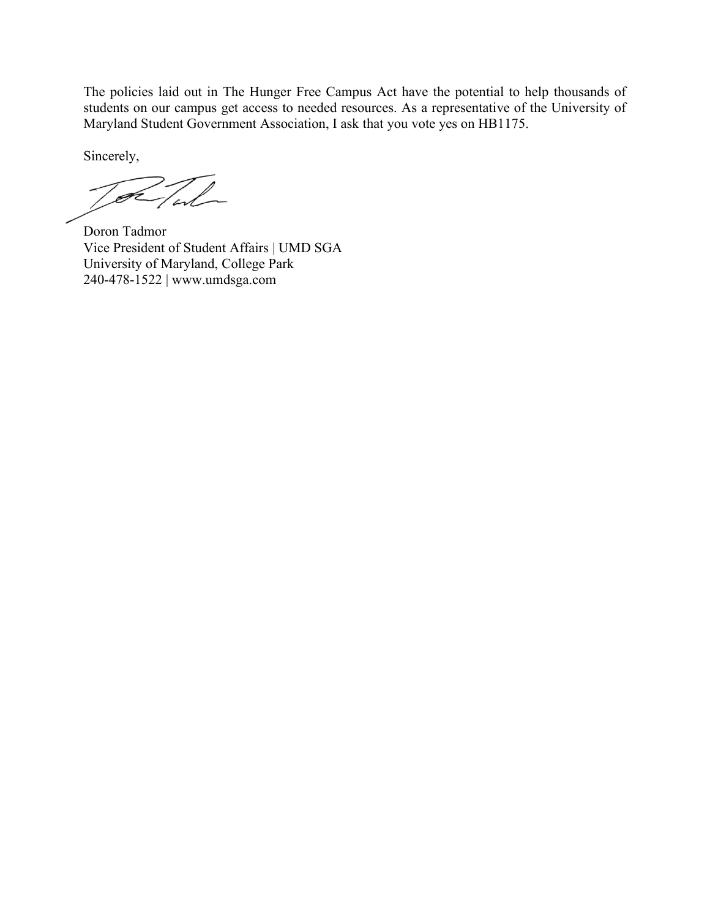The policies laid out in The Hunger Free Campus Act have the potential to help thousands of students on our campus get access to needed resources. As a representative of the University of Maryland Student Government Association, I ask that you vote yes on HB1175.

Sincerely,

Doron Tadmor
Vice President of Student Affairs | UMD SGA
University of Maryland, College Park
240-478-1522 | www.umdsga.com